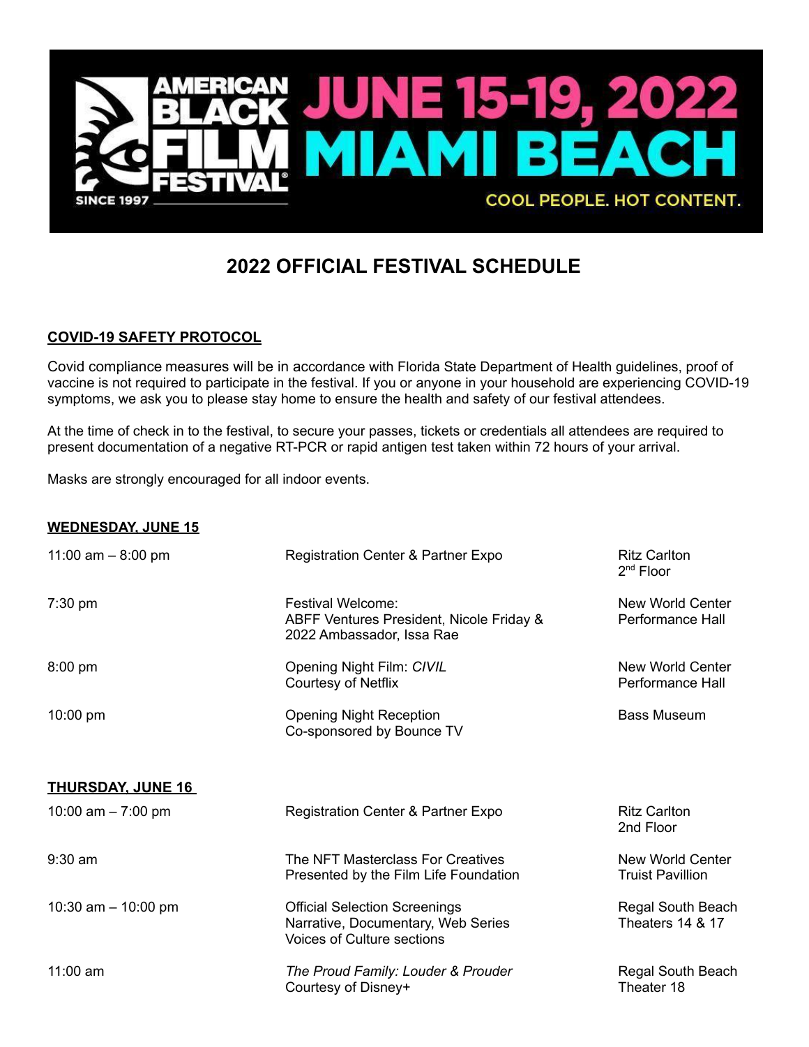AMERICAN BLACK FILM FESTIVAL
SINCE 1997

JUNE 15-19, 2022
MIAMI BEACH

COOL PEOPLE. HOT CONTENT.

# 2022 OFFICIAL FESTIVAL SCHEDULE

## COVID-19 SAFETY PROTOCOL

Covid compliance measures will be in accordance with Florida State Department of Health guidelines, proof of vaccine is not required to participate in the festival. If you or anyone in your household are experiencing COVID-19 symptoms, we ask you to please stay home to ensure the health and safety of our festival attendees.

At the time of check in to the festival, to secure your passes, tickets or credentials all attendees are required to present documentation of a negative RT-PCR or rapid antigen test taken within 72 hours of your arrival.

Masks are strongly encouraged for all indoor events.

## WEDNESDAY, JUNE 15

| Time | Event | Location |
|---|---|---|
| 11:00 am – 8:00 pm | Registration Center & Partner Expo | Ritz Carlton 2nd Floor |
| 7:30 pm | Festival Welcome: ABFF Ventures President, Nicole Friday & 2022 Ambassador, Issa Rae | New World Center Performance Hall |
| 8:00 pm | Opening Night Film: *CIVIL* Courtesy of Netflix | New World Center Performance Hall |
| 10:00 pm | Opening Night Reception Co-sponsored by Bounce TV | Bass Museum |

## THURSDAY, JUNE 16

| Time | Event | Location |
|---|---|---|
| 10:00 am – 7:00 pm | Registration Center & Partner Expo | Ritz Carlton 2nd Floor |
| 9:30 am | The NFT Masterclass For Creatives Presented by the Film Life Foundation | New World Center Truist Pavillion |
| 10:30 am – 10:00 pm | Official Selection Screenings Narrative, Documentary, Web Series Voices of Culture sections | Regal South Beach Theaters 14 & 17 |
| 11:00 am | *The Proud Family: Louder & Prouder* Courtesy of Disney+ | Regal South Beach Theater 18 |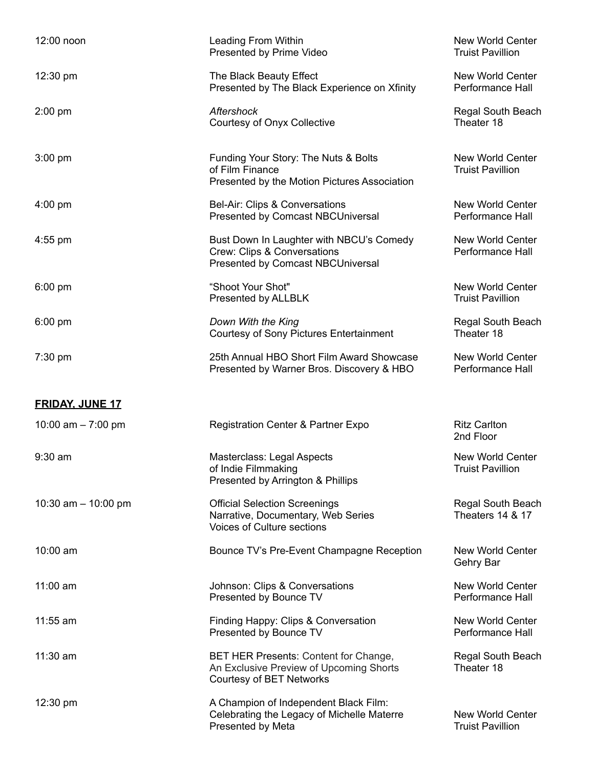| | | |
|---|---|---|
| 12:00 noon | Leading From Within<br>Presented by Prime Video | New World Center<br>Truist Pavillion |
| 12:30 pm | The Black Beauty Effect<br>Presented by The Black Experience on Xfinity | New World Center<br>Performance Hall |
| 2:00 pm | *Aftershock*<br>Courtesy of Onyx Collective | Regal South Beach<br>Theater 18 |
| 3:00 pm | Funding Your Story: The Nuts & Bolts of Film Finance<br>Presented by the Motion Pictures Association | New World Center<br>Truist Pavillion |
| 4:00 pm | Bel-Air: Clips & Conversations<br>Presented by Comcast NBCUniversal | New World Center<br>Performance Hall |
| 4:55 pm | Bust Down In Laughter with NBCU's Comedy Crew: Clips & Conversations<br>Presented by Comcast NBCUniversal | New World Center<br>Performance Hall |
| 6:00 pm | "Shoot Your Shot"<br>Presented by ALLBLK | New World Center<br>Truist Pavillion |
| 6:00 pm | *Down With the King*<br>Courtesy of Sony Pictures Entertainment | Regal South Beach<br>Theater 18 |
| 7:30 pm | 25th Annual HBO Short Film Award Showcase<br>Presented by Warner Bros. Discovery & HBO | New World Center<br>Performance Hall |

**FRIDAY, JUNE 17**

| | | |
|---|---|---|
| 10:00 am – 7:00 pm | Registration Center & Partner Expo | Ritz Carlton<br>2nd Floor |
| 9:30 am | Masterclass: Legal Aspects of Indie Filmmaking<br>Presented by Arrington & Phillips | New World Center<br>Truist Pavillion |
| 10:30 am – 10:00 pm | Official Selection Screenings<br>Narrative, Documentary, Web Series<br>Voices of Culture sections | Regal South Beach<br>Theaters 14 & 17 |
| 10:00 am | Bounce TV's Pre-Event Champagne Reception | New World Center<br>Gehry Bar |
| 11:00 am | Johnson: Clips & Conversations<br>Presented by Bounce TV | New World Center<br>Performance Hall |
| 11:55 am | Finding Happy: Clips & Conversation<br>Presented by Bounce TV | New World Center<br>Performance Hall |
| 11:30 am | BET HER Presents: Content for Change, An Exclusive Preview of Upcoming Shorts<br>Courtesy of BET Networks | Regal South Beach<br>Theater 18 |
| 12:30 pm | A Champion of Independent Black Film: Celebrating the Legacy of Michelle Materre<br>Presented by Meta | New World Center<br>Truist Pavillion |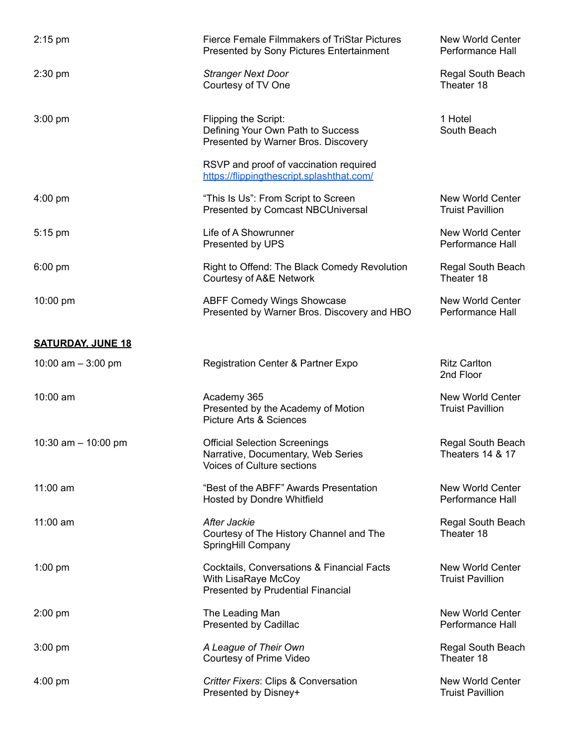| | | |
|---|---|---|
| 2:15 pm | Fierce Female Filmmakers of TriStar Pictures<br>Presented by Sony Pictures Entertainment | New World Center<br>Performance Hall |
| 2:30 pm | *Stranger Next Door*<br>Courtesy of TV One | Regal South Beach<br>Theater 18 |
| 3:00 pm | Flipping the Script:<br>Defining Your Own Path to Success<br>Presented by Warner Bros. Discovery<br><br>RSVP and proof of vaccination required<br>[https://flippingthescript.splashthat.com/](https://flippingthescript.splashthat.com/) | 1 Hotel<br>South Beach |
| 4:00 pm | "This Is Us": From Script to Screen<br>Presented by Comcast NBCUniversal | New World Center<br>Truist Pavillion |
| 5:15 pm | Life of A Showrunner<br>Presented by UPS | New World Center<br>Performance Hall |
| 6:00 pm | Right to Offend: The Black Comedy Revolution<br>Courtesy of A&E Network | Regal South Beach<br>Theater 18 |
| 10:00 pm | ABFF Comedy Wings Showcase<br>Presented by Warner Bros. Discovery and HBO | New World Center<br>Performance Hall |

**SATURDAY, JUNE 18**

| | | |
|---|---|---|
| 10:00 am – 3:00 pm | Registration Center & Partner Expo | Ritz Carlton<br>2nd Floor |
| 10:00 am | Academy 365<br>Presented by the Academy of Motion<br>Picture Arts & Sciences | New World Center<br>Truist Pavillion |
| 10:30 am – 10:00 pm | Official Selection Screenings<br>Narrative, Documentary, Web Series<br>Voices of Culture sections | Regal South Beach<br>Theaters 14 & 17 |
| 11:00 am | "Best of the ABFF" Awards Presentation<br>Hosted by Dondre Whitfield | New World Center<br>Performance Hall |
| 11:00 am | *After Jackie*<br>Courtesy of The History Channel and The<br>SpringHill Company | Regal South Beach<br>Theater 18 |
| 1:00 pm | Cocktails, Conversations & Financial Facts<br>With LisaRaye McCoy<br>Presented by Prudential Financial | New World Center<br>Truist Pavillion |
| 2:00 pm | The Leading Man<br>Presented by Cadillac | New World Center<br>Performance Hall |
| 3:00 pm | *A League of Their Own*<br>Courtesy of Prime Video | Regal South Beach<br>Theater 18 |
| 4:00 pm | *Critter Fixers*: Clips & Conversation<br>Presented by Disney+ | New World Center<br>Truist Pavillion |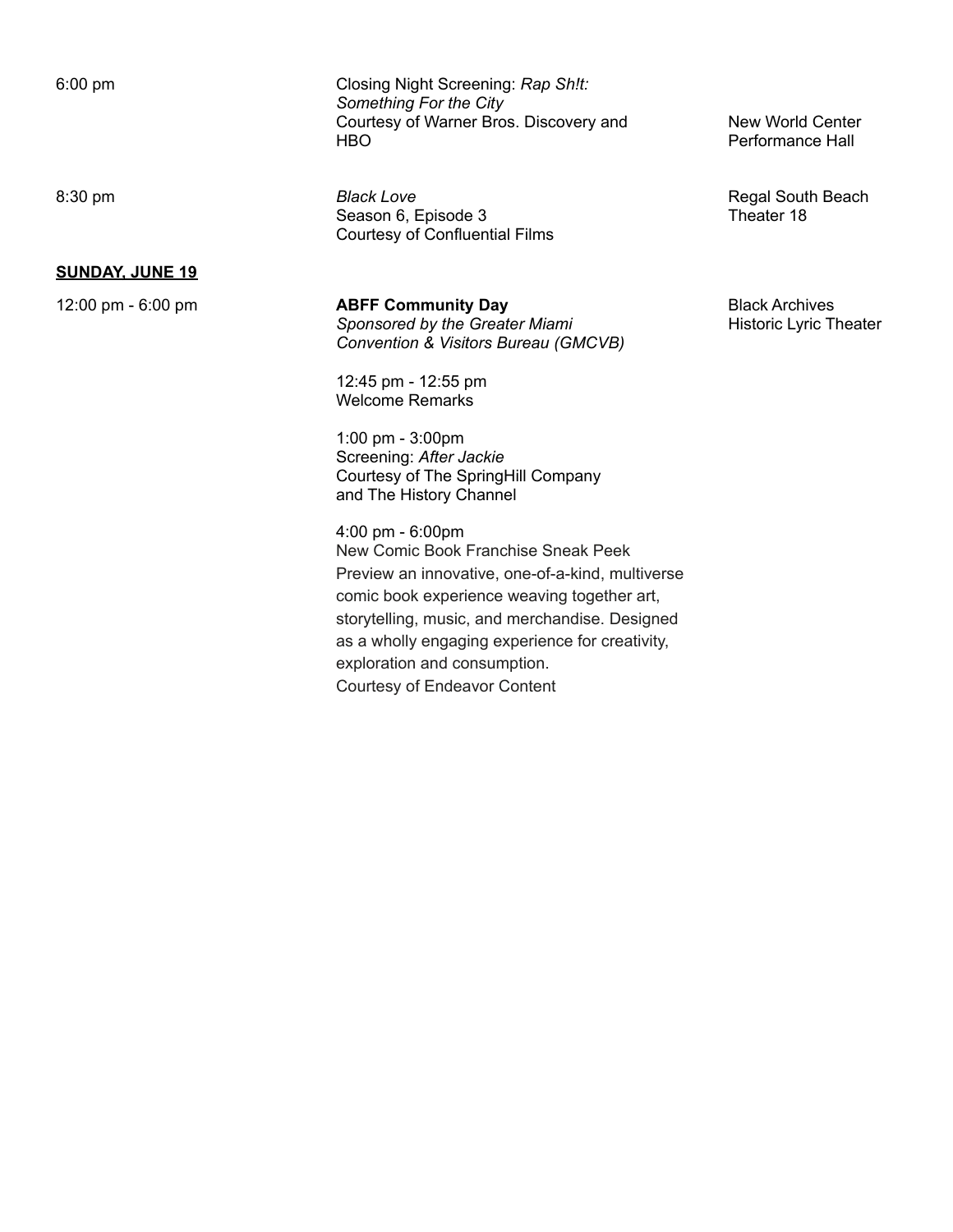| | | |
|---|---|---|
| 6:00 pm | Closing Night Screening: *Rap Sh!t: Something For the City*<br>Courtesy of Warner Bros. Discovery and HBO | New World Center Performance Hall |
| 8:30 pm | *Black Love*<br>Season 6, Episode 3<br>Courtesy of Confluential Films | Regal South Beach Theater 18 |

**SUNDAY, JUNE 19**

| | | |
|---|---|---|
| 12:00 pm - 6:00 pm | **ABFF Community Day**<br>*Sponsored by the Greater Miami Convention & Visitors Bureau (GMCVB)*<br><br>12:45 pm - 12:55 pm<br>Welcome Remarks<br><br>1:00 pm - 3:00pm<br>Screening: *After Jackie*<br>Courtesy of The SpringHill Company and The History Channel<br><br>4:00 pm - 6:00pm<br>New Comic Book Franchise Sneak Peek<br>Preview an innovative, one-of-a-kind, multiverse comic book experience weaving together art, storytelling, music, and merchandise. Designed as a wholly engaging experience for creativity, exploration and consumption.<br>Courtesy of Endeavor Content | Black Archives Historic Lyric Theater |